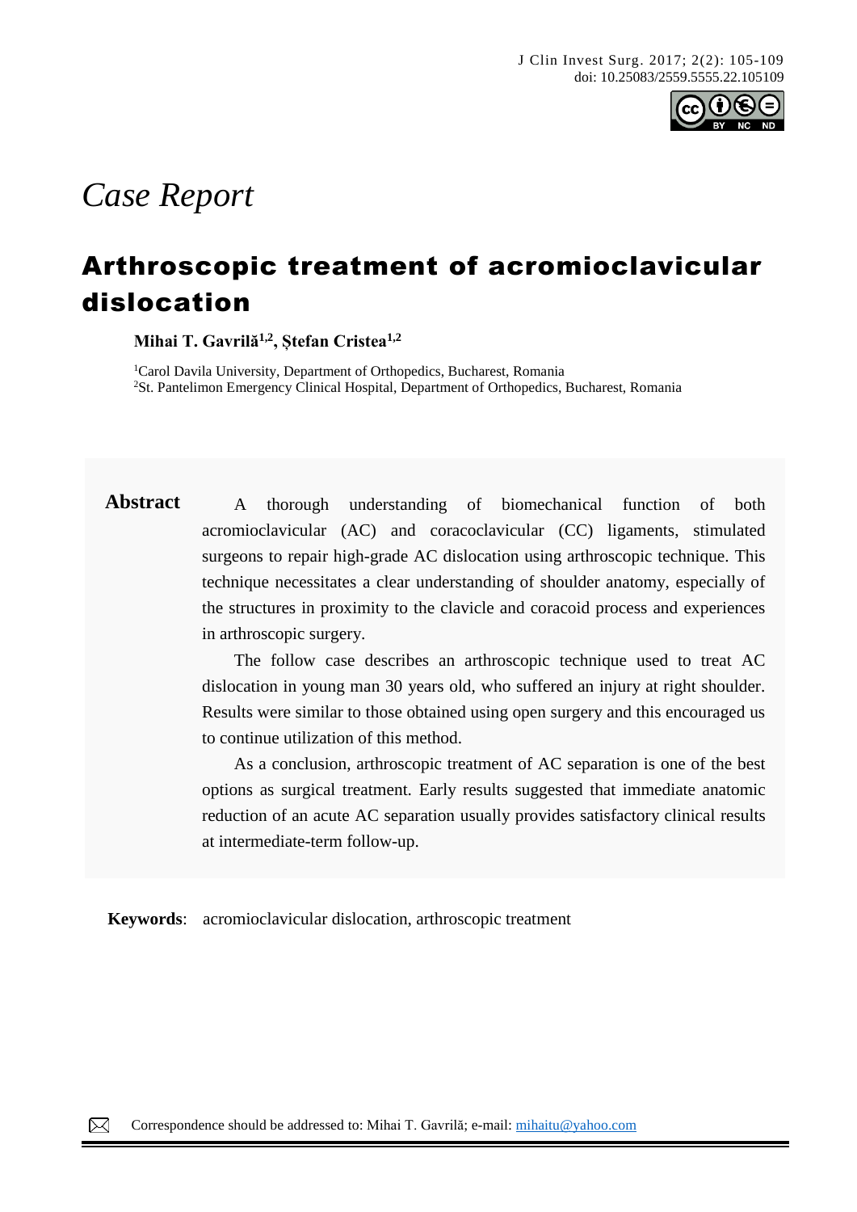*Case Report*

# Arthroscopic treatment of acromioclavicular dislocation

**Mihai T. Gavrilă[1,2], Ștefan Cristea[1,2]**

[1]Carol Davila University, Department of Orthopedics, Bucharest, Romania
[2]St. Pantelimon Emergency Clinical Hospital, Department of Orthopedics, Bucharest, Romania

**Abstract**

A thorough understanding of biomechanical function of both acromioclavicular (AC) and coracoclavicular (CC) ligaments, stimulated surgeons to repair high-grade AC dislocation using arthroscopic technique. This technique necessitates a clear understanding of shoulder anatomy, especially of the structures in proximity to the clavicle and coracoid process and experiences in arthroscopic surgery.

The follow case describes an arthroscopic technique used to treat AC dislocation in young man 30 years old, who suffered an injury at right shoulder. Results were similar to those obtained using open surgery and this encouraged us to continue utilization of this method.

As a conclusion, arthroscopic treatment of AC separation is one of the best options as surgical treatment. Early results suggested that immediate anatomic reduction of an acute AC separation usually provides satisfactory clinical results at intermediate-term follow-up.

**Keywords**: acromioclavicular dislocation, arthroscopic treatment

Correspondence should be addressed to: Mihai T. Gavrilă; e-mail: mihaitu@yahoo.com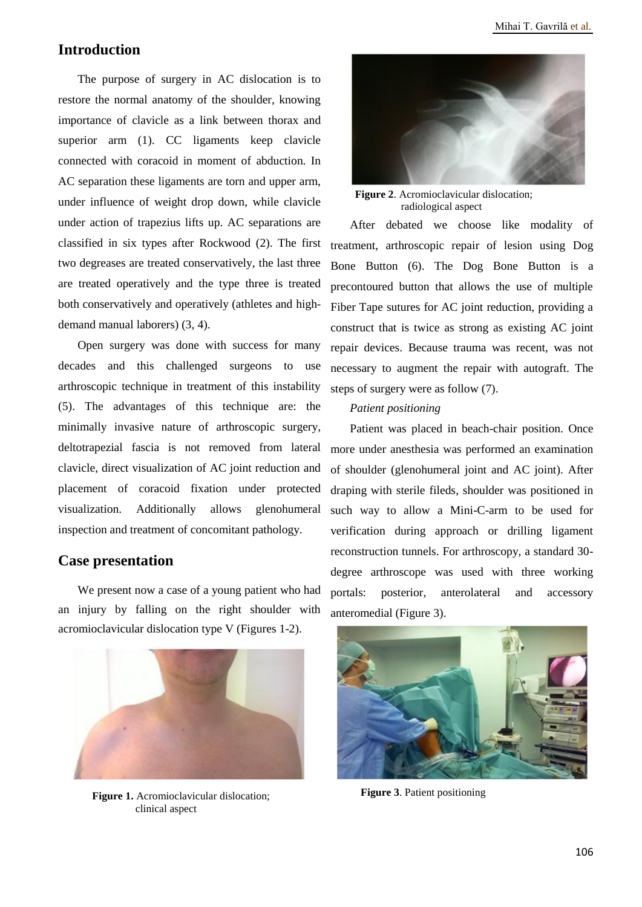## Introduction

The purpose of surgery in AC dislocation is to restore the normal anatomy of the shoulder, knowing importance of clavicle as a link between thorax and superior arm (1). CC ligaments keep clavicle connected with coracoid in moment of abduction. In AC separation these ligaments are torn and upper arm, under influence of weight drop down, while clavicle under action of trapezius lifts up. AC separations are classified in six types after Rockwood (2). The first two degreases are treated conservatively, the last three are treated operatively and the type three is treated both conservatively and operatively (athletes and high-demand manual laborers) (3, 4).

Open surgery was done with success for many decades and this challenged surgeons to use arthroscopic technique in treatment of this instability (5). The advantages of this technique are: the minimally invasive nature of arthroscopic surgery, deltotrapezial fascia is not removed from lateral clavicle, direct visualization of AC joint reduction and placement of coracoid fixation under protected visualization. Additionally allows glenohumeral inspection and treatment of concomitant pathology.

## Case presentation

We present now a case of a young patient who had an injury by falling on the right shoulder with acromioclavicular dislocation type V (Figures 1-2).

**Figure 1.** Acromioclavicular dislocation; clinical aspect

**Figure 2**. Acromioclavicular dislocation; radiological aspect

After debated we choose like modality of treatment, arthroscopic repair of lesion using Dog Bone Button (6). The Dog Bone Button is a precontoured button that allows the use of multiple Fiber Tape sutures for AC joint reduction, providing a construct that is twice as strong as existing AC joint repair devices. Because trauma was recent, was not necessary to augment the repair with autograft. The steps of surgery were as follow (7).

*Patient positioning*

Patient was placed in beach-chair position. Once more under anesthesia was performed an examination of shoulder (glenohumeral joint and AC joint). After draping with sterile fileds, shoulder was positioned in such way to allow a Mini-C-arm to be used for verification during approach or drilling ligament reconstruction tunnels. For arthroscopy, a standard 30-degree arthroscope was used with three working portals: posterior, anterolateral and accessory anteromedial (Figure 3).

**Figure 3**. Patient positioning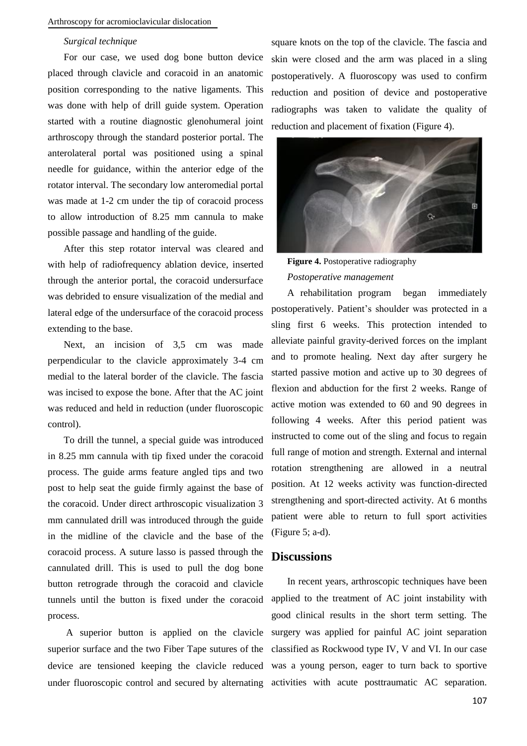*Surgical technique*

For our case, we used dog bone button device placed through clavicle and coracoid in an anatomic position corresponding to the native ligaments. This was done with help of drill guide system. Operation started with a routine diagnostic glenohumeral joint arthroscopy through the standard posterior portal. The anterolateral portal was positioned using a spinal needle for guidance, within the anterior edge of the rotator interval. The secondary low anteromedial portal was made at 1-2 cm under the tip of coracoid process to allow introduction of 8.25 mm cannula to make possible passage and handling of the guide.

After this step rotator interval was cleared and with help of radiofrequency ablation device, inserted through the anterior portal, the coracoid undersurface was debrided to ensure visualization of the medial and lateral edge of the undersurface of the coracoid process extending to the base.

Next, an incision of 3,5 cm was made perpendicular to the clavicle approximately 3-4 cm medial to the lateral border of the clavicle. The fascia was incised to expose the bone. After that the AC joint was reduced and held in reduction (under fluoroscopic control).

To drill the tunnel, a special guide was introduced in 8.25 mm cannula with tip fixed under the coracoid process. The guide arms feature angled tips and two post to help seat the guide firmly against the base of the coracoid. Under direct arthroscopic visualization 3 mm cannulated drill was introduced through the guide in the midline of the clavicle and the base of the coracoid process. A suture lasso is passed through the cannulated drill. This is used to pull the dog bone button retrograde through the coracoid and clavicle tunnels until the button is fixed under the coracoid process.

A superior button is applied on the clavicle superior surface and the two Fiber Tape sutures of the device are tensioned keeping the clavicle reduced under fluoroscopic control and secured by alternating square knots on the top of the clavicle. The fascia and skin were closed and the arm was placed in a sling postoperatively. A fluoroscopy was used to confirm reduction and position of device and postoperative radiographs was taken to validate the quality of reduction and placement of fixation (Figure 4).

**Figure 4.** Postoperative radiography

*Postoperative management*

A rehabilitation program began immediately postoperatively. Patient's shoulder was protected in a sling first 6 weeks. This protection intended to alleviate painful gravity-derived forces on the implant and to promote healing. Next day after surgery he started passive motion and active up to 30 degrees of flexion and abduction for the first 2 weeks. Range of active motion was extended to 60 and 90 degrees in following 4 weeks. After this period patient was instructed to come out of the sling and focus to regain full range of motion and strength. External and internal rotation strengthening are allowed in a neutral position. At 12 weeks activity was function-directed strengthening and sport-directed activity. At 6 months patient were able to return to full sport activities (Figure 5; a-d).

## Discussions

In recent years, arthroscopic techniques have been applied to the treatment of AC joint instability with good clinical results in the short term setting. The surgery was applied for painful AC joint separation classified as Rockwood type IV, V and VI. In our case was a young person, eager to turn back to sportive activities with acute posttraumatic AC separation.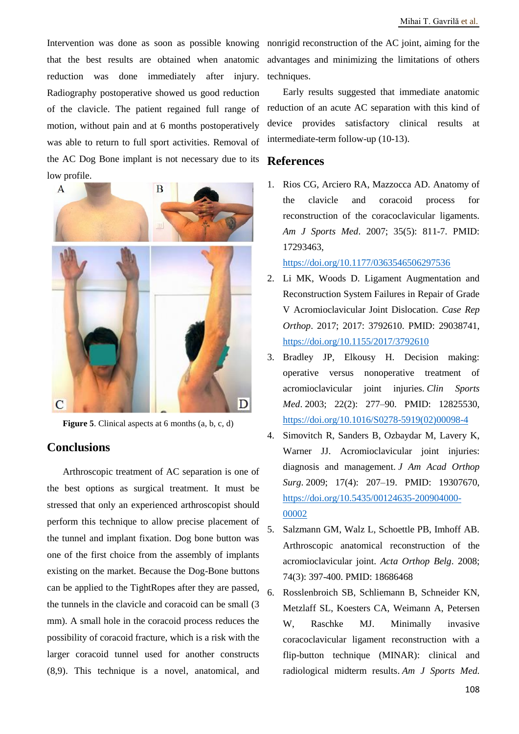Intervention was done as soon as possible knowing that the best results are obtained when anatomic reduction was done immediately after injury. Radiography postoperative showed us good reduction of the clavicle. The patient regained full range of motion, without pain and at 6 months postoperatively was able to return to full sport activities. Removal of the AC Dog Bone implant is not necessary due to its low profile.

**Figure 5**. Clinical aspects at 6 months (a, b, c, d)

## Conclusions

Arthroscopic treatment of AC separation is one of the best options as surgical treatment. It must be stressed that only an experienced arthroscopist should perform this technique to allow precise placement of the tunnel and implant fixation. Dog bone button was one of the first choice from the assembly of implants existing on the market. Because the Dog-Bone buttons can be applied to the TightRopes after they are passed, the tunnels in the clavicle and coracoid can be small (3 mm). A small hole in the coracoid process reduces the possibility of coracoid fracture, which is a risk with the larger coracoid tunnel used for another constructs (8,9). This technique is a novel, anatomical, and nonrigid reconstruction of the AC joint, aiming for the advantages and minimizing the limitations of others techniques.

Early results suggested that immediate anatomic reduction of an acute AC separation with this kind of device provides satisfactory clinical results at intermediate-term follow-up (10-13).

## References

1. Rios CG, Arciero RA, Mazzocca AD. Anatomy of the clavicle and coracoid process for reconstruction of the coracoclavicular ligaments. *Am J Sports Med*. 2007; 35(5): 811-7. PMID: 17293463, https://doi.org/10.1177/0363546506297536
2. Li MK, Woods D. Ligament Augmentation and Reconstruction System Failures in Repair of Grade V Acromioclavicular Joint Dislocation. *Case Rep Orthop*. 2017; 2017: 3792610. PMID: 29038741, https://doi.org/10.1155/2017/3792610
3. Bradley JP, Elkousy H. Decision making: operative versus nonoperative treatment of acromioclavicular joint injuries. *Clin Sports Med*. 2003; 22(2): 277–90. PMID: 12825530, https://doi.org/10.1016/S0278-5919(02)00098-4
4. Simovitch R, Sanders B, Ozbaydar M, Lavery K, Warner JJ. Acromioclavicular joint injuries: diagnosis and management. *J Am Acad Orthop Surg*. 2009; 17(4): 207–19. PMID: 19307670, https://doi.org/10.5435/00124635-200904000-00002
5. Salzmann GM, Walz L, Schoettle PB, Imhoff AB. Arthroscopic anatomical reconstruction of the acromioclavicular joint. *Acta Orthop Belg*. 2008; 74(3): 397-400. PMID: 18686468
6. Rosslenbroich SB, Schliemann B, Schneider KN, Metzlaff SL, Koesters CA, Weimann A, Petersen W, Raschke MJ. Minimally invasive coracoclavicular ligament reconstruction with a flip-button technique (MINAR): clinical and radiological midterm results. *Am J Sports Med.*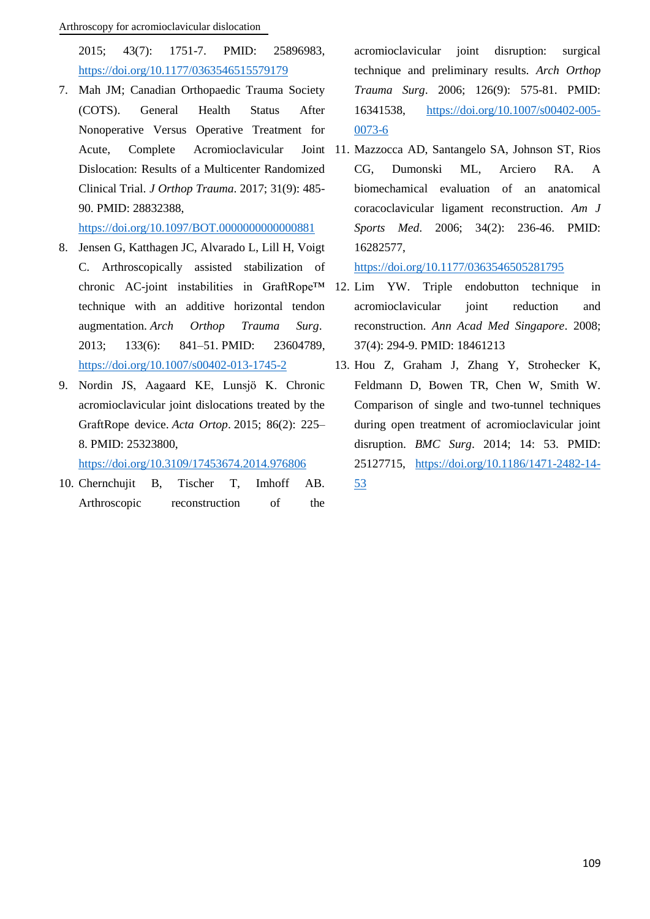2015; 43(7): 1751-7. PMID: 25896983, https://doi.org/10.1177/0363546515579179

7. Mah JM; Canadian Orthopaedic Trauma Society (COTS). General Health Status After Nonoperative Versus Operative Treatment for Acute, Complete Acromioclavicular Joint Dislocation: Results of a Multicenter Randomized Clinical Trial. *J Orthop Trauma*. 2017; 31(9): 485-90. PMID: 28832388, https://doi.org/10.1097/BOT.0000000000000881
8. Jensen G, Katthagen JC, Alvarado L, Lill H, Voigt C. Arthroscopically assisted stabilization of chronic AC-joint instabilities in GraftRope™ technique with an additive horizontal tendon augmentation. *Arch Orthop Trauma Surg*. 2013; 133(6): 841–51. PMID: 23604789, https://doi.org/10.1007/s00402-013-1745-2
9. Nordin JS, Aagaard KE, Lunsjö K. Chronic acromioclavicular joint dislocations treated by the GraftRope device. *Acta Ortop*. 2015; 86(2): 225–8. PMID: 25323800, https://doi.org/10.3109/17453674.2014.976806
10. Chernchujit B, Tischer T, Imhoff AB. Arthroscopic reconstruction of the acromioclavicular joint disruption: surgical technique and preliminary results. *Arch Orthop Trauma Surg*. 2006; 126(9): 575-81. PMID: 16341538, https://doi.org/10.1007/s00402-005-0073-6
11. Mazzocca AD, Santangelo SA, Johnson ST, Rios CG, Dumonski ML, Arciero RA. A biomechanical evaluation of an anatomical coracoclavicular ligament reconstruction. *Am J Sports Med*. 2006; 34(2): 236-46. PMID: 16282577, https://doi.org/10.1177/0363546505281795
12. Lim YW. Triple endobutton technique in acromioclavicular joint reduction and reconstruction. *Ann Acad Med Singapore*. 2008; 37(4): 294-9. PMID: 18461213
13. Hou Z, Graham J, Zhang Y, Strohecker K, Feldmann D, Bowen TR, Chen W, Smith W. Comparison of single and two-tunnel techniques during open treatment of acromioclavicular joint disruption. *BMC Surg*. 2014; 14: 53. PMID: 25127715, https://doi.org/10.1186/1471-2482-14-53